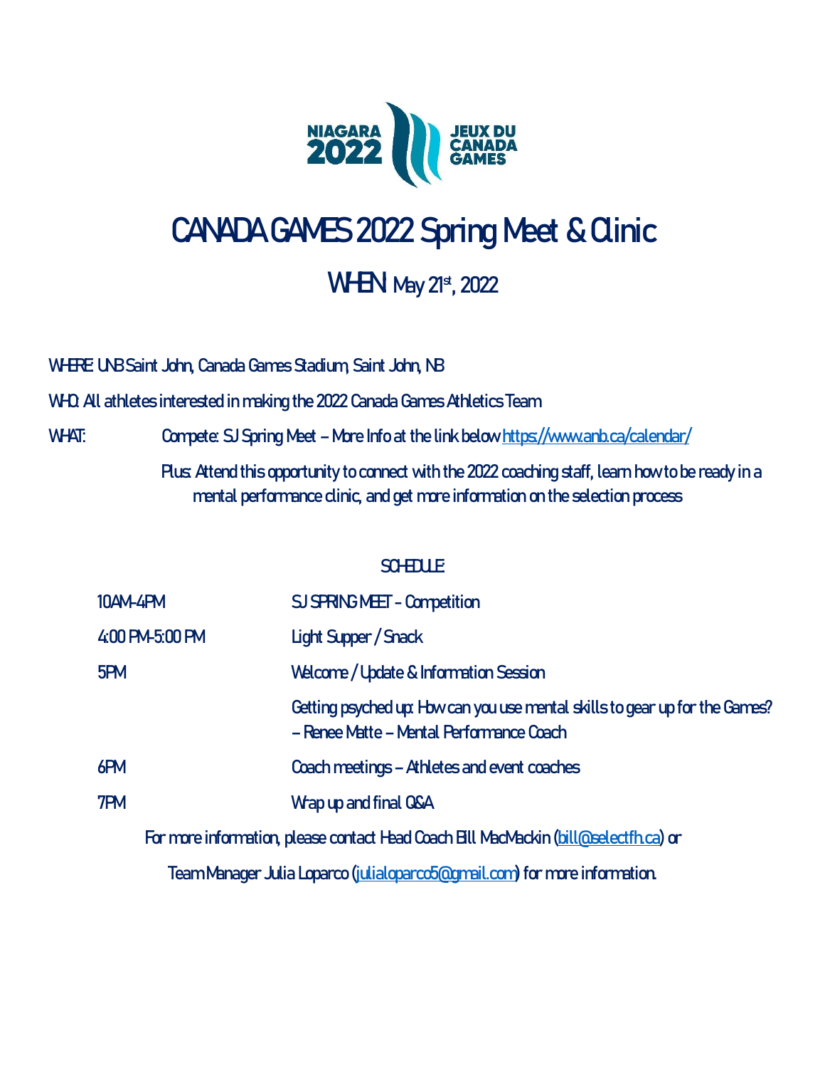NIAGARA 2022 JEUX DU CANADA GAMES

# CANADA GAMES 2022 Spring Meet & Clinic

## WHEN May 21st, 2022

WHERE: UNB Saint John, Canada Games Stadium, Saint John, NB

WHO: All athletes interested in making the 2022 Canada Games Athletics Team

WHAT: Compete: SJ Spring Meet – More Info at the link below https://www.anb.ca/calendar/

Plus: Attend this opportunity to connect with the 2022 coaching staff, learn how to be ready in a mental performance clinic, and get more information on the selection process

SCHEDULE:

| | |
|---|---|
| 10AM-4PM | SJ SPRING MEET - Competition |
| 4:00 PM-5:00 PM | Light Supper / Snack |
| 5PM | Welcome / Update & Information Session |
| | Getting psyched up: How can you use mental skills to gear up for the Games? – Renee Matte – Mental Performance Coach |
| 6PM | Coach meetings – Athletes and event coaches |
| 7PM | Wrap up and final Q&A |

For more information, please contact Head Coach Bill MacMackin (bill@selectfh.ca) or

Team Manager Julia Loparco (julialoparco5@gmail.com) for more information.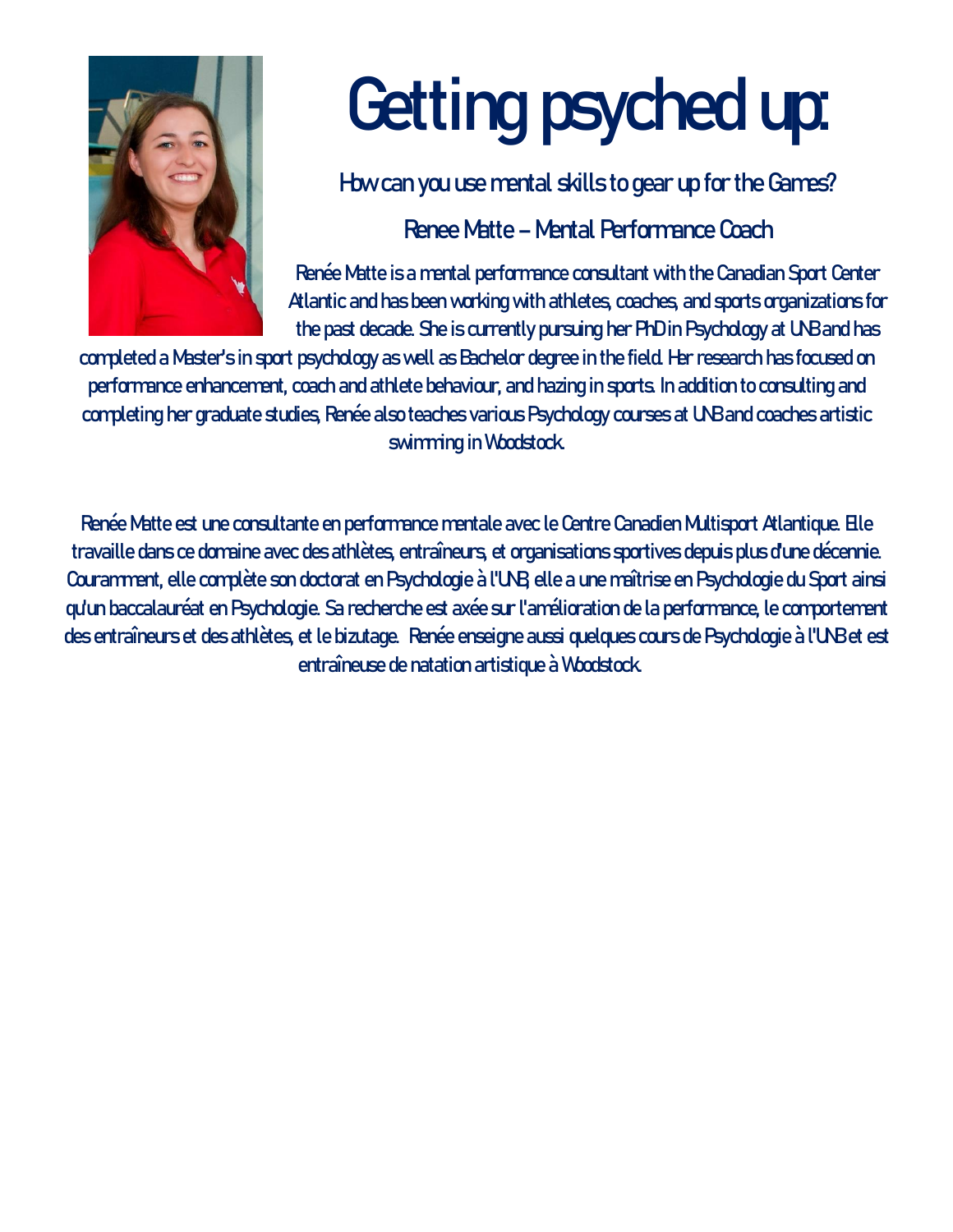# Getting psyched up:

### How can you use mental skills to gear up for the Games?

### Renee Matte – Mental Performance Coach

Renée Matte is a mental performance consultant with the Canadian Sport Center Atlantic and has been working with athletes, coaches, and sports organizations for the past decade. She is currently pursuing her PhD in Psychology at UNB and has completed a Master's in sport psychology as well as Bachelor degree in the field. Her research has focused on performance enhancement, coach and athlete behaviour, and hazing in sports. In addition to consulting and completing her graduate studies, Renée also teaches various Psychology courses at UNB and coaches artistic swimming in Woodstock.

Renée Matte est une consultante en performance mentale avec le Centre Canadien Multisport Atlantique. Elle travaille dans ce domaine avec des athlètes, entraîneurs, et organisations sportives depuis plus d'une décennie. Couramment, elle complète son doctorat en Psychologie à l'UNB; elle a une maîtrise en Psychologie du Sport ainsi qu'un baccalauréat en Psychologie. Sa recherche est axée sur l'amélioration de la performance, le comportement des entraîneurs et des athlètes, et le bizutage. Renée enseigne aussi quelques cours de Psychologie à l'UNB et est entraîneuse de natation artistique à Woodstock.